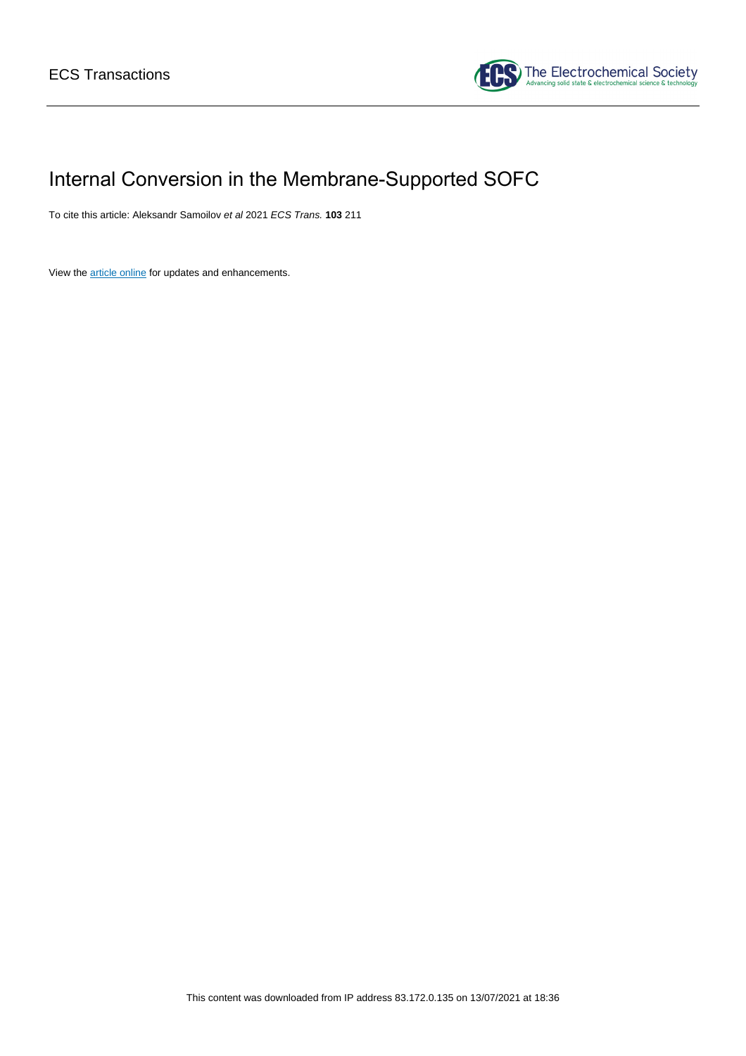ECS Transactions

The Electrochemical Society
Advancing solid state & electrochemical science & technology

# Internal Conversion in the Membrane-Supported SOFC

To cite this article: Aleksandr Samoilov *et al* 2021 *ECS Trans.* **103** 211

View the article online for updates and enhancements.

This content was downloaded from IP address 83.172.0.135 on 13/07/2021 at 18:36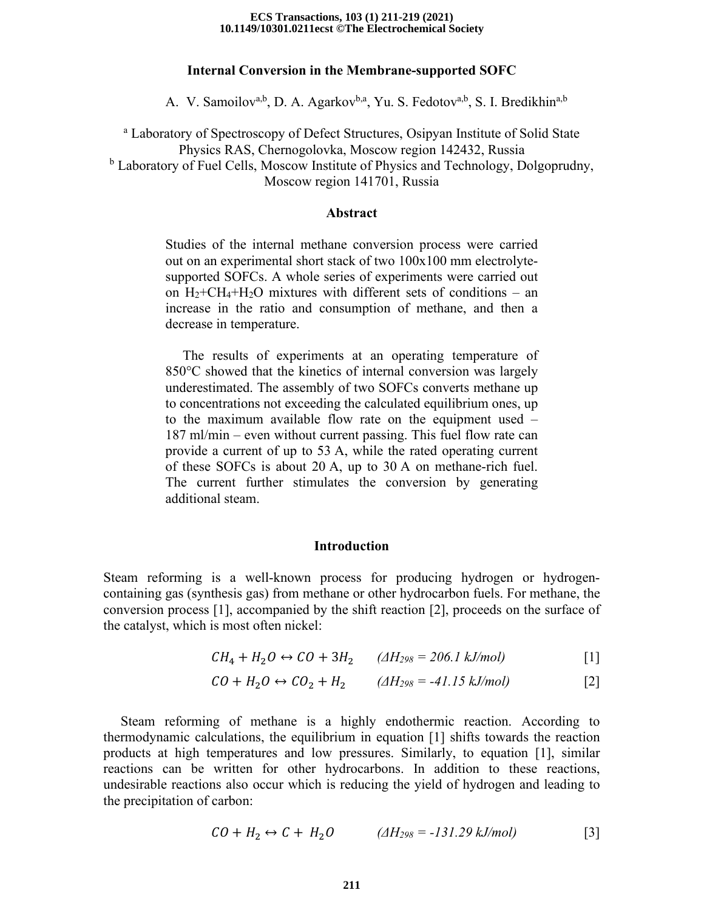# Internal Conversion in the Membrane-supported SOFC

A. V. Samoilov[a,b], D. A. Agarkov[b,a], Yu. S. Fedotov[a,b], S. I. Bredikhin[a,b]

[a] Laboratory of Spectroscopy of Defect Structures, Osipyan Institute of Solid State Physics RAS, Chernogolovka, Moscow region 142432, Russia
[b] Laboratory of Fuel Cells, Moscow Institute of Physics and Technology, Dolgoprudny, Moscow region 141701, Russia

## Abstract

Studies of the internal methane conversion process were carried out on an experimental short stack of two 100x100 mm electrolyte-supported SOFCs. A whole series of experiments were carried out on $H_2$+$CH_4$+$H_2O$ mixtures with different sets of conditions – an increase in the ratio and consumption of methane, and then a decrease in temperature.

The results of experiments at an operating temperature of 850°C showed that the kinetics of internal conversion was largely underestimated. The assembly of two SOFCs converts methane up to concentrations not exceeding the calculated equilibrium ones, up to the maximum available flow rate on the equipment used – 187 ml/min – even without current passing. This fuel flow rate can provide a current of up to 53 A, while the rated operating current of these SOFCs is about 20 A, up to 30 A on methane-rich fuel. The current further stimulates the conversion by generating additional steam.

## Introduction

Steam reforming is a well-known process for producing hydrogen or hydrogen-containing gas (synthesis gas) from methane or other hydrocarbon fuels. For methane, the conversion process [1], accompanied by the shift reaction [2], proceeds on the surface of the catalyst, which is most often nickel:

$$CH_4 + H_2O \leftrightarrow CO + 3H_2 \qquad (\Delta H_{298} = 206.1\ kJ/mol) \qquad [1]$$

$$CO + H_2O \leftrightarrow CO_2 + H_2 \qquad (\Delta H_{298} = -41.15\ kJ/mol) \qquad [2]$$

Steam reforming of methane is a highly endothermic reaction. According to thermodynamic calculations, the equilibrium in equation [1] shifts towards the reaction products at high temperatures and low pressures. Similarly, to equation [1], similar reactions can be written for other hydrocarbons. In addition to these reactions, undesirable reactions also occur which is reducing the yield of hydrogen and leading to the precipitation of carbon:

$$CO + H_2 \leftrightarrow C + H_2O \qquad (\Delta H_{298} = -131.29\ kJ/mol) \qquad [3]$$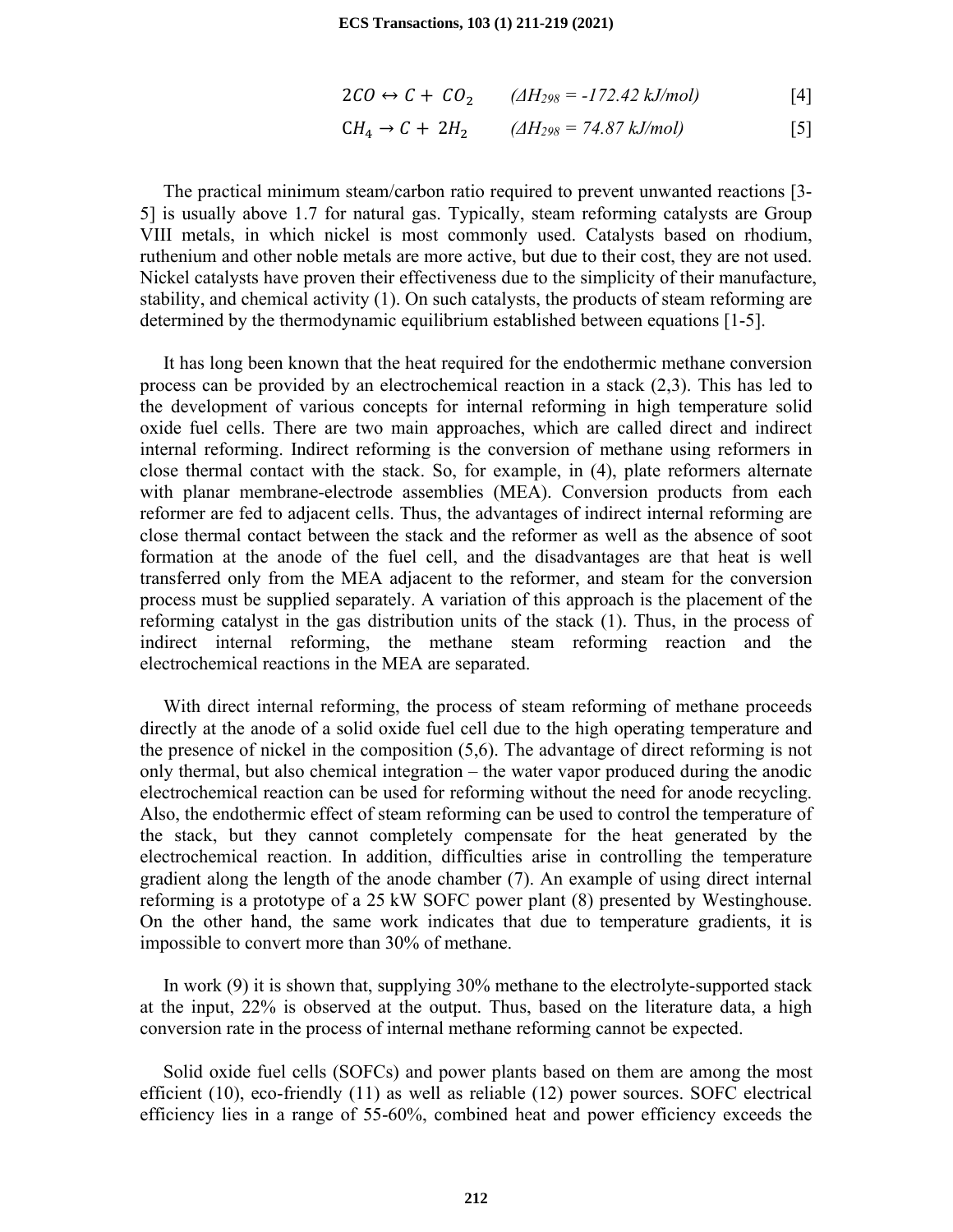$$2CO \leftrightarrow C + CO_2 \qquad (\Delta H_{298} = -172.42\ kJ/mol) \qquad [4]$$

$$CH_4 \rightarrow C + 2H_2 \qquad (\Delta H_{298} = 74.87\ kJ/mol) \qquad [5]$$

The practical minimum steam/carbon ratio required to prevent unwanted reactions [3-5] is usually above 1.7 for natural gas. Typically, steam reforming catalysts are Group VIII metals, in which nickel is most commonly used. Catalysts based on rhodium, ruthenium and other noble metals are more active, but due to their cost, they are not used. Nickel catalysts have proven their effectiveness due to the simplicity of their manufacture, stability, and chemical activity (1). On such catalysts, the products of steam reforming are determined by the thermodynamic equilibrium established between equations [1-5].

It has long been known that the heat required for the endothermic methane conversion process can be provided by an electrochemical reaction in a stack (2,3). This has led to the development of various concepts for internal reforming in high temperature solid oxide fuel cells. There are two main approaches, which are called direct and indirect internal reforming. Indirect reforming is the conversion of methane using reformers in close thermal contact with the stack. So, for example, in (4), plate reformers alternate with planar membrane-electrode assemblies (MEA). Conversion products from each reformer are fed to adjacent cells. Thus, the advantages of indirect internal reforming are close thermal contact between the stack and the reformer as well as the absence of soot formation at the anode of the fuel cell, and the disadvantages are that heat is well transferred only from the MEA adjacent to the reformer, and steam for the conversion process must be supplied separately. A variation of this approach is the placement of the reforming catalyst in the gas distribution units of the stack (1). Thus, in the process of indirect internal reforming, the methane steam reforming reaction and the electrochemical reactions in the MEA are separated.

With direct internal reforming, the process of steam reforming of methane proceeds directly at the anode of a solid oxide fuel cell due to the high operating temperature and the presence of nickel in the composition (5,6). The advantage of direct reforming is not only thermal, but also chemical integration – the water vapor produced during the anodic electrochemical reaction can be used for reforming without the need for anode recycling. Also, the endothermic effect of steam reforming can be used to control the temperature of the stack, but they cannot completely compensate for the heat generated by the electrochemical reaction. In addition, difficulties arise in controlling the temperature gradient along the length of the anode chamber (7). An example of using direct internal reforming is a prototype of a 25 kW SOFC power plant (8) presented by Westinghouse. On the other hand, the same work indicates that due to temperature gradients, it is impossible to convert more than 30% of methane.

In work (9) it is shown that, supplying 30% methane to the electrolyte-supported stack at the input, 22% is observed at the output. Thus, based on the literature data, a high conversion rate in the process of internal methane reforming cannot be expected.

Solid oxide fuel cells (SOFCs) and power plants based on them are among the most efficient (10), eco-friendly (11) as well as reliable (12) power sources. SOFC electrical efficiency lies in a range of 55-60%, combined heat and power efficiency exceeds the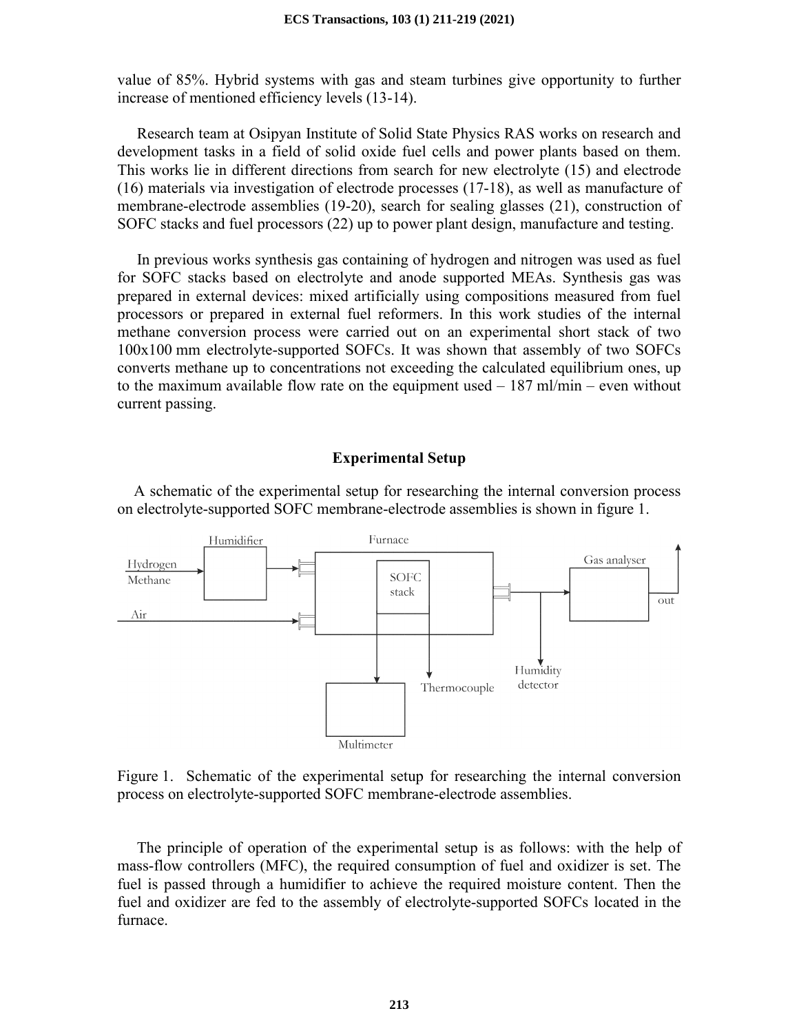value of 85%. Hybrid systems with gas and steam turbines give opportunity to further increase of mentioned efficiency levels (13-14).

Research team at Osipyan Institute of Solid State Physics RAS works on research and development tasks in a field of solid oxide fuel cells and power plants based on them. This works lie in different directions from search for new electrolyte (15) and electrode (16) materials via investigation of electrode processes (17-18), as well as manufacture of membrane-electrode assemblies (19-20), search for sealing glasses (21), construction of SOFC stacks and fuel processors (22) up to power plant design, manufacture and testing.

In previous works synthesis gas containing of hydrogen and nitrogen was used as fuel for SOFC stacks based on electrolyte and anode supported MEAs. Synthesis gas was prepared in external devices: mixed artificially using compositions measured from fuel processors or prepared in external fuel reformers. In this work studies of the internal methane conversion process were carried out on an experimental short stack of two 100x100 mm electrolyte-supported SOFCs. It was shown that assembly of two SOFCs converts methane up to concentrations not exceeding the calculated equilibrium ones, up to the maximum available flow rate on the equipment used – 187 ml/min – even without current passing.

## Experimental Setup

A schematic of the experimental setup for researching the internal conversion process on electrolyte-supported SOFC membrane-electrode assemblies is shown in figure 1.

Figure 1. Schematic of the experimental setup for researching the internal conversion process on electrolyte-supported SOFC membrane-electrode assemblies.

The principle of operation of the experimental setup is as follows: with the help of mass-flow controllers (MFC), the required consumption of fuel and oxidizer is set. The fuel is passed through a humidifier to achieve the required moisture content. Then the fuel and oxidizer are fed to the assembly of electrolyte-supported SOFCs located in the furnace.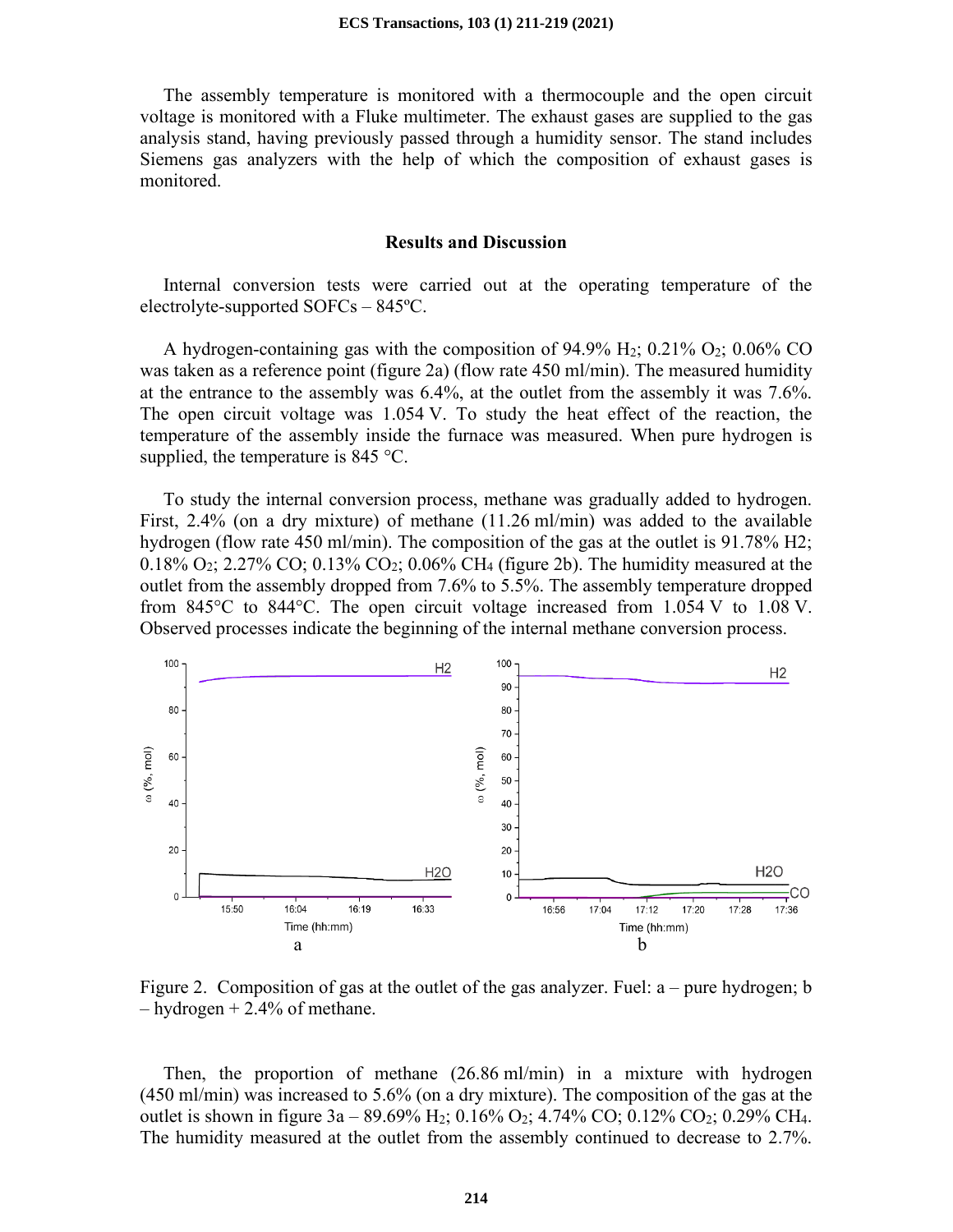The assembly temperature is monitored with a thermocouple and the open circuit voltage is monitored with a Fluke multimeter. The exhaust gases are supplied to the gas analysis stand, having previously passed through a humidity sensor. The stand includes Siemens gas analyzers with the help of which the composition of exhaust gases is monitored.

## Results and Discussion

Internal conversion tests were carried out at the operating temperature of the electrolyte-supported SOFCs – 845ºC.

A hydrogen-containing gas with the composition of 94.9% $H_2$; 0.21% $O_2$; 0.06% CO was taken as a reference point (figure 2a) (flow rate 450 ml/min). The measured humidity at the entrance to the assembly was 6.4%, at the outlet from the assembly it was 7.6%. The open circuit voltage was 1.054 V. To study the heat effect of the reaction, the temperature of the assembly inside the furnace was measured. When pure hydrogen is supplied, the temperature is 845 °C.

To study the internal conversion process, methane was gradually added to hydrogen. First, 2.4% (on a dry mixture) of methane (11.26 ml/min) was added to the available hydrogen (flow rate 450 ml/min). The composition of the gas at the outlet is 91.78% H2; 0.18% $O_2$; 2.27% CO; 0.13% $CO_2$; 0.06% $CH_4$ (figure 2b). The humidity measured at the outlet from the assembly dropped from 7.6% to 5.5%. The assembly temperature dropped from 845°C to 844°C. The open circuit voltage increased from 1.054 V to 1.08 V. Observed processes indicate the beginning of the internal methane conversion process.

Figure 2. Composition of gas at the outlet of the gas analyzer. Fuel: a – pure hydrogen; b – hydrogen + 2.4% of methane.

Then, the proportion of methane (26.86 ml/min) in a mixture with hydrogen (450 ml/min) was increased to 5.6% (on a dry mixture). The composition of the gas at the outlet is shown in figure 3a – 89.69% $H_2$; 0.16% $O_2$; 4.74% CO; 0.12% $CO_2$; 0.29% $CH_4$. The humidity measured at the outlet from the assembly continued to decrease to 2.7%.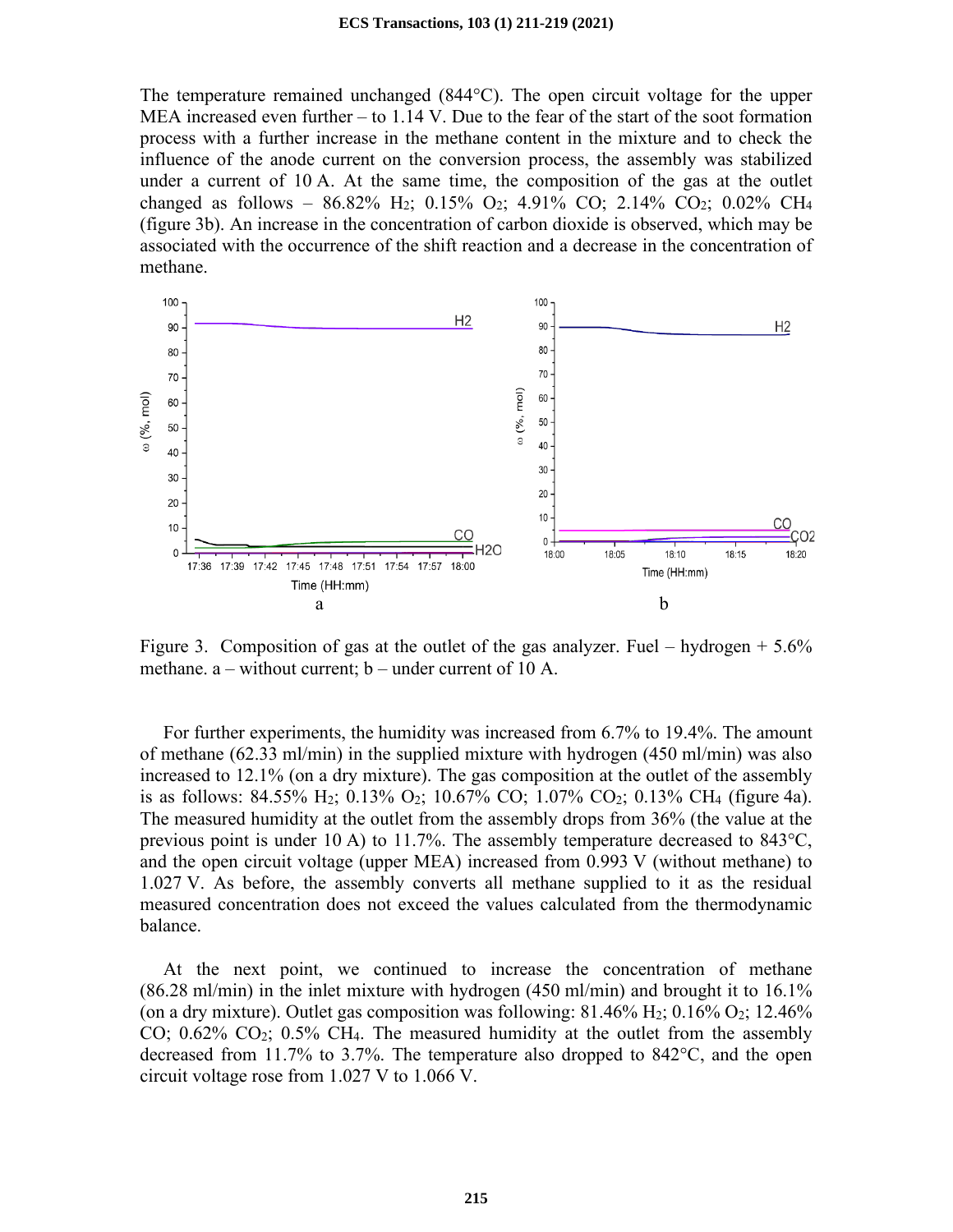The temperature remained unchanged (844°C). The open circuit voltage for the upper MEA increased even further – to 1.14 V. Due to the fear of the start of the soot formation process with a further increase in the methane content in the mixture and to check the influence of the anode current on the conversion process, the assembly was stabilized under a current of 10 A. At the same time, the composition of the gas at the outlet changed as follows – 86.82% $H_2$; 0.15% $O_2$; 4.91% CO; 2.14% $CO_2$; 0.02% $CH_4$ (figure 3b). An increase in the concentration of carbon dioxide is observed, which may be associated with the occurrence of the shift reaction and a decrease in the concentration of methane.

Figure 3. Composition of gas at the outlet of the gas analyzer. Fuel – hydrogen + 5.6% methane. a – without current; b – under current of 10 A.

For further experiments, the humidity was increased from 6.7% to 19.4%. The amount of methane (62.33 ml/min) in the supplied mixture with hydrogen (450 ml/min) was also increased to 12.1% (on a dry mixture). The gas composition at the outlet of the assembly is as follows: 84.55% $H_2$; 0.13% $O_2$; 10.67% CO; 1.07% $CO_2$; 0.13% $CH_4$ (figure 4a). The measured humidity at the outlet from the assembly drops from 36% (the value at the previous point is under 10 A) to 11.7%. The assembly temperature decreased to 843°C, and the open circuit voltage (upper MEA) increased from 0.993 V (without methane) to 1.027 V. As before, the assembly converts all methane supplied to it as the residual measured concentration does not exceed the values calculated from the thermodynamic balance.

At the next point, we continued to increase the concentration of methane (86.28 ml/min) in the inlet mixture with hydrogen (450 ml/min) and brought it to 16.1% (on a dry mixture). Outlet gas composition was following: 81.46% $H_2$; 0.16% $O_2$; 12.46% CO; 0.62% $CO_2$; 0.5% $CH_4$. The measured humidity at the outlet from the assembly decreased from 11.7% to 3.7%. The temperature also dropped to 842°C, and the open circuit voltage rose from 1.027 V to 1.066 V.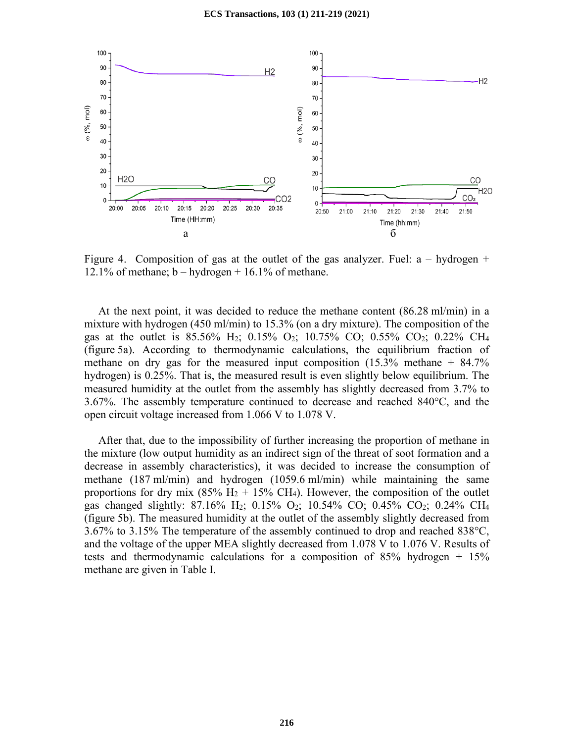Figure 4. Composition of gas at the outlet of the gas analyzer. Fuel: a – hydrogen + 12.1% of methane; b – hydrogen + 16.1% of methane.

At the next point, it was decided to reduce the methane content (86.28 ml/min) in a mixture with hydrogen (450 ml/min) to 15.3% (on a dry mixture). The composition of the gas at the outlet is 85.56% $H_2$; 0.15% $O_2$; 10.75% CO; 0.55% $CO_2$; 0.22% $CH_4$ (figure 5a). According to thermodynamic calculations, the equilibrium fraction of methane on dry gas for the measured input composition (15.3% methane + 84.7% hydrogen) is 0.25%. That is, the measured result is even slightly below equilibrium. The measured humidity at the outlet from the assembly has slightly decreased from 3.7% to 3.67%. The assembly temperature continued to decrease and reached 840°C, and the open circuit voltage increased from 1.066 V to 1.078 V.

After that, due to the impossibility of further increasing the proportion of methane in the mixture (low output humidity as an indirect sign of the threat of soot formation and a decrease in assembly characteristics), it was decided to increase the consumption of methane (187 ml/min) and hydrogen (1059.6 ml/min) while maintaining the same proportions for dry mix (85% $H_2$ + 15% $CH_4$). However, the composition of the outlet gas changed slightly: 87.16% $H_2$; 0.15% $O_2$; 10.54% CO; 0.45% $CO_2$; 0.24% $CH_4$ (figure 5b). The measured humidity at the outlet of the assembly slightly decreased from 3.67% to 3.15% The temperature of the assembly continued to drop and reached 838°C, and the voltage of the upper MEA slightly decreased from 1.078 V to 1.076 V. Results of tests and thermodynamic calculations for a composition of 85% hydrogen + 15% methane are given in Table I.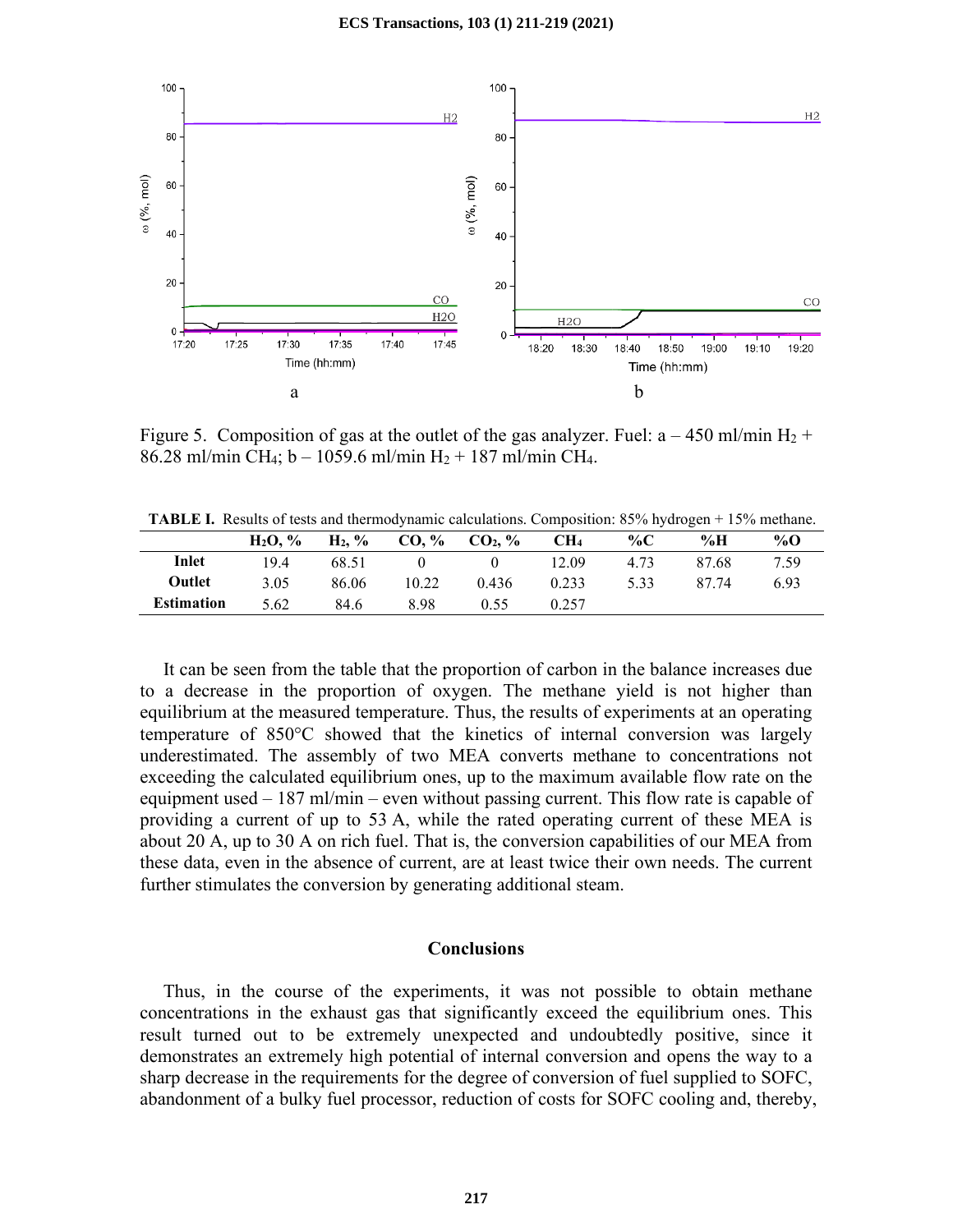Figure 5. Composition of gas at the outlet of the gas analyzer. Fuel: a – 450 ml/min $H_2$ + 86.28 ml/min $CH_4$; b – 1059.6 ml/min $H_2$ + 187 ml/min $CH_4$.

**TABLE I.** Results of tests and thermodynamic calculations. Composition: 85% hydrogen + 15% methane.

| | $H_2O$, % | $H_2$, % | CO, % | $CO_2$, % | $CH_4$ | %C | %H | %O |
|---|---|---|---|---|---|---|---|---|
| **Inlet** | 19.4 | 68.51 | 0 | 0 | 12.09 | 4.73 | 87.68 | 7.59 |
| **Outlet** | 3.05 | 86.06 | 10.22 | 0.436 | 0.233 | 5.33 | 87.74 | 6.93 |
| **Estimation** | 5.62 | 84.6 | 8.98 | 0.55 | 0.257 | | | |

It can be seen from the table that the proportion of carbon in the balance increases due to a decrease in the proportion of oxygen. The methane yield is not higher than equilibrium at the measured temperature. Thus, the results of experiments at an operating temperature of 850°C showed that the kinetics of internal conversion was largely underestimated. The assembly of two MEA converts methane to concentrations not exceeding the calculated equilibrium ones, up to the maximum available flow rate on the equipment used – 187 ml/min – even without passing current. This flow rate is capable of providing a current of up to 53 A, while the rated operating current of these MEA is about 20 A, up to 30 A on rich fuel. That is, the conversion capabilities of our MEA from these data, even in the absence of current, are at least twice their own needs. The current further stimulates the conversion by generating additional steam.

## Conclusions

Thus, in the course of the experiments, it was not possible to obtain methane concentrations in the exhaust gas that significantly exceed the equilibrium ones. This result turned out to be extremely unexpected and undoubtedly positive, since it demonstrates an extremely high potential of internal conversion and opens the way to a sharp decrease in the requirements for the degree of conversion of fuel supplied to SOFC, abandonment of a bulky fuel processor, reduction of costs for SOFC cooling and, thereby,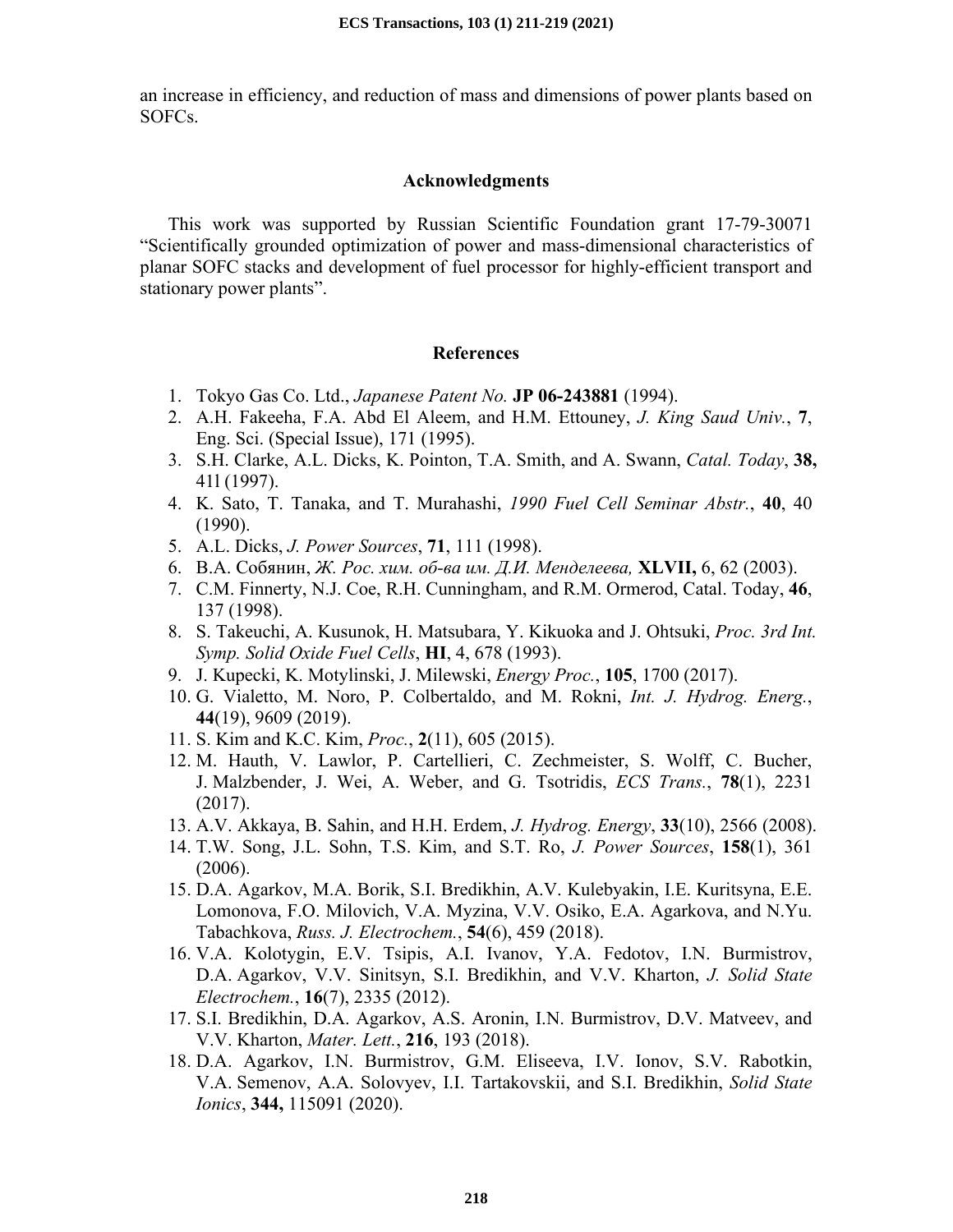an increase in efficiency, and reduction of mass and dimensions of power plants based on SOFCs.

## Acknowledgments

This work was supported by Russian Scientific Foundation grant 17-79-30071 "Scientifically grounded optimization of power and mass-dimensional characteristics of planar SOFC stacks and development of fuel processor for highly-efficient transport and stationary power plants".

## References

1. Tokyo Gas Co. Ltd., *Japanese Patent No.* **JP 06-243881** (1994).
2. A.H. Fakeeha, F.A. Abd El Aleem, and H.M. Ettouney, *J. King Saud Univ.*, **7**, Eng. Sci. (Special Issue), 171 (1995).
3. S.H. Clarke, A.L. Dicks, K. Pointon, T.A. Smith, and A. Swann, *Catal. Today*, **38,** 411 (1997).
4. K. Sato, T. Tanaka, and T. Murahashi, *1990 Fuel Cell Seminar Abstr.*, **40**, 40 (1990).
5. A.L. Dicks, *J. Power Sources*, **71**, 111 (1998).
6. В.А. Собянин, *Ж. Рос. хим. об-ва им. Д.И. Менделеева,* **XLVII,** 6, 62 (2003).
7. C.M. Finnerty, N.J. Coe, R.H. Cunningham, and R.M. Ormerod, Catal. Today, **46**, 137 (1998).
8. S. Takeuchi, A. Kusunok, H. Matsubara, Y. Kikuoka and J. Ohtsuki, *Proc. 3rd Int. Symp. Solid Oxide Fuel Cells*, **HI**, 4, 678 (1993).
9. J. Kupecki, K. Motylinski, J. Milewski, *Energy Proc.*, **105**, 1700 (2017).
10. G. Vialetto, M. Noro, P. Colbertaldo, and M. Rokni, *Int. J. Hydrog. Energ.*, **44**(19), 9609 (2019).
11. S. Kim and K.C. Kim, *Proc.*, **2**(11), 605 (2015).
12. M. Hauth, V. Lawlor, P. Cartellieri, C. Zechmeister, S. Wolff, C. Bucher, J. Malzbender, J. Wei, A. Weber, and G. Tsotridis, *ECS Trans.*, **78**(1), 2231 (2017).
13. A.V. Akkaya, B. Sahin, and H.H. Erdem, *J. Hydrog. Energy*, **33**(10), 2566 (2008).
14. T.W. Song, J.L. Sohn, T.S. Kim, and S.T. Ro, *J. Power Sources*, **158**(1), 361 (2006).
15. D.A. Agarkov, M.A. Borik, S.I. Bredikhin, A.V. Kulebyakin, I.E. Kuritsyna, E.E. Lomonova, F.O. Milovich, V.A. Myzina, V.V. Osiko, E.A. Agarkova, and N.Yu. Tabachkova, *Russ. J. Electrochem.*, **54**(6), 459 (2018).
16. V.A. Kolotygin, E.V. Tsipis, A.I. Ivanov, Y.A. Fedotov, I.N. Burmistrov, D.A. Agarkov, V.V. Sinitsyn, S.I. Bredikhin, and V.V. Kharton, *J. Solid State Electrochem.*, **16**(7), 2335 (2012).
17. S.I. Bredikhin, D.A. Agarkov, A.S. Aronin, I.N. Burmistrov, D.V. Matveev, and V.V. Kharton, *Mater. Lett.*, **216**, 193 (2018).
18. D.A. Agarkov, I.N. Burmistrov, G.M. Eliseeva, I.V. Ionov, S.V. Rabotkin, V.A. Semenov, A.A. Solovyev, I.I. Tartakovskii, and S.I. Bredikhin, *Solid State Ionics*, **344,** 115091 (2020).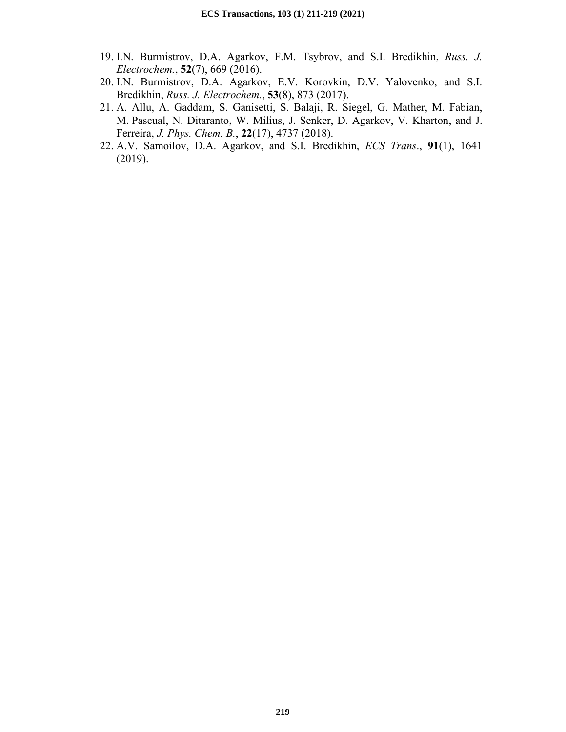19. I.N. Burmistrov, D.A. Agarkov, F.M. Tsybrov, and S.I. Bredikhin, *Russ. J. Electrochem.*, **52**(7), 669 (2016).
20. I.N. Burmistrov, D.A. Agarkov, E.V. Korovkin, D.V. Yalovenko, and S.I. Bredikhin, *Russ. J. Electrochem.*, **53**(8), 873 (2017).
21. A. Allu, A. Gaddam, S. Ganisetti, S. Balaji, R. Siegel, G. Mather, M. Fabian, M. Pascual, N. Ditaranto, W. Milius, J. Senker, D. Agarkov, V. Kharton, and J. Ferreira, *J. Phys. Chem. B.*, **22**(17), 4737 (2018).
22. A.V. Samoilov, D.A. Agarkov, and S.I. Bredikhin, *ECS Trans*., **91**(1), 1641 (2019).